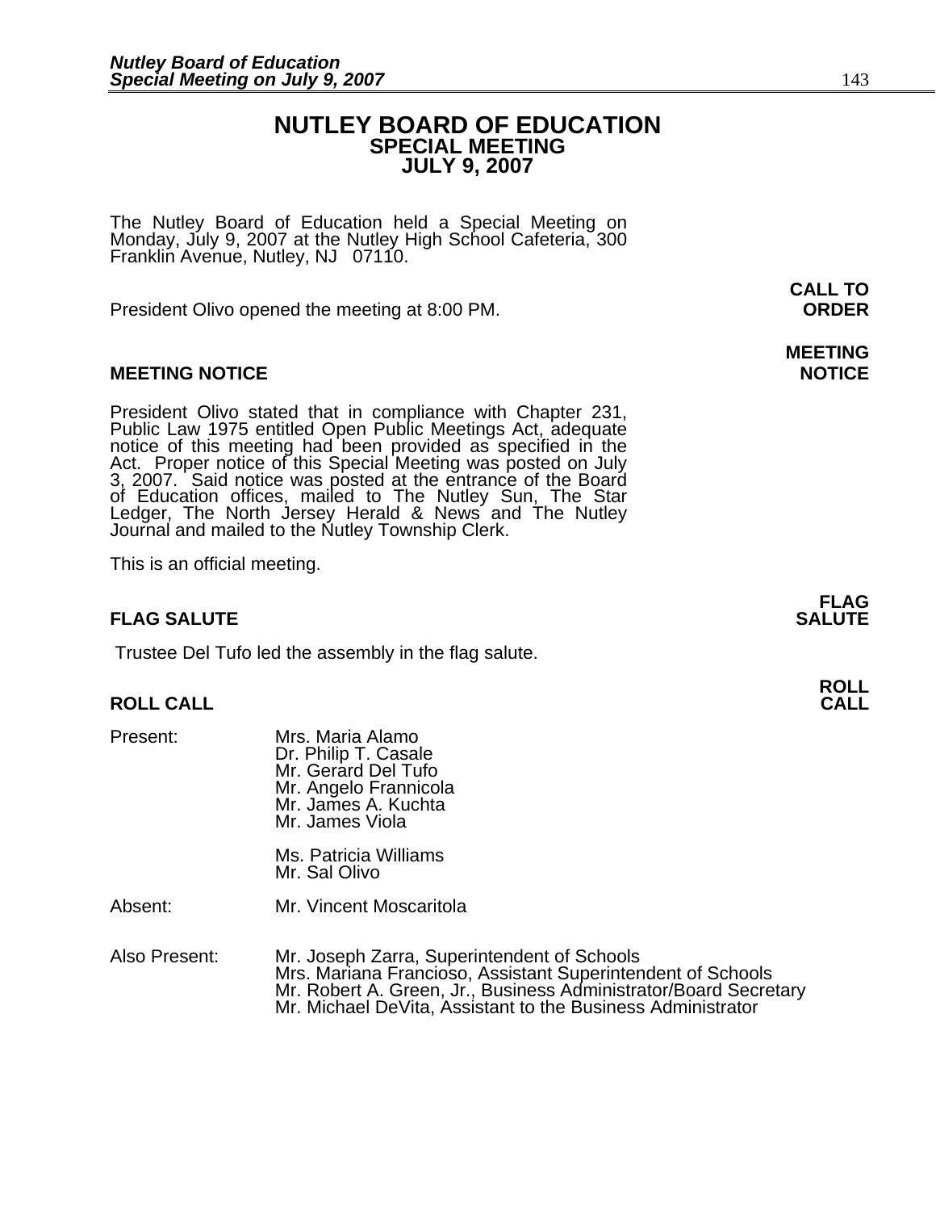# NUTLEY BOARD OF EDUCATION
## SPECIAL MEETING
## JULY 9, 2007

The Nutley Board of Education held a Special Meeting on Monday, July 9, 2007 at the Nutley High School Cafeteria, 300 Franklin Avenue, Nutley, NJ 07110.

**CALL TO ORDER**

President Olivo opened the meeting at 8:00 PM.

**MEETING NOTICE**

**MEETING NOTICE**

President Olivo stated that in compliance with Chapter 231, Public Law 1975 entitled Open Public Meetings Act, adequate notice of this meeting had been provided as specified in the Act. Proper notice of this Special Meeting was posted on July 3, 2007. Said notice was posted at the entrance of the Board of Education offices, mailed to The Nutley Sun, The Star Ledger, The North Jersey Herald & News and The Nutley Journal and mailed to the Nutley Township Clerk.

This is an official meeting.

**FLAG SALUTE**

**FLAG SALUTE**

Trustee Del Tufo led the assembly in the flag salute.

**ROLL CALL**

**ROLL CALL**

Present:
- Mrs. Maria Alamo
- Dr. Philip T. Casale
- Mr. Gerard Del Tufo
- Mr. Angelo Frannicola
- Mr. James A. Kuchta
- Mr. James Viola
- Ms. Patricia Williams
- Mr. Sal Olivo

Absent:
- Mr. Vincent Moscaritola

Also Present:
- Mr. Joseph Zarra, Superintendent of Schools
- Mrs. Mariana Francioso, Assistant Superintendent of Schools
- Mr. Robert A. Green, Jr., Business Administrator/Board Secretary
- Mr. Michael DeVita, Assistant to the Business Administrator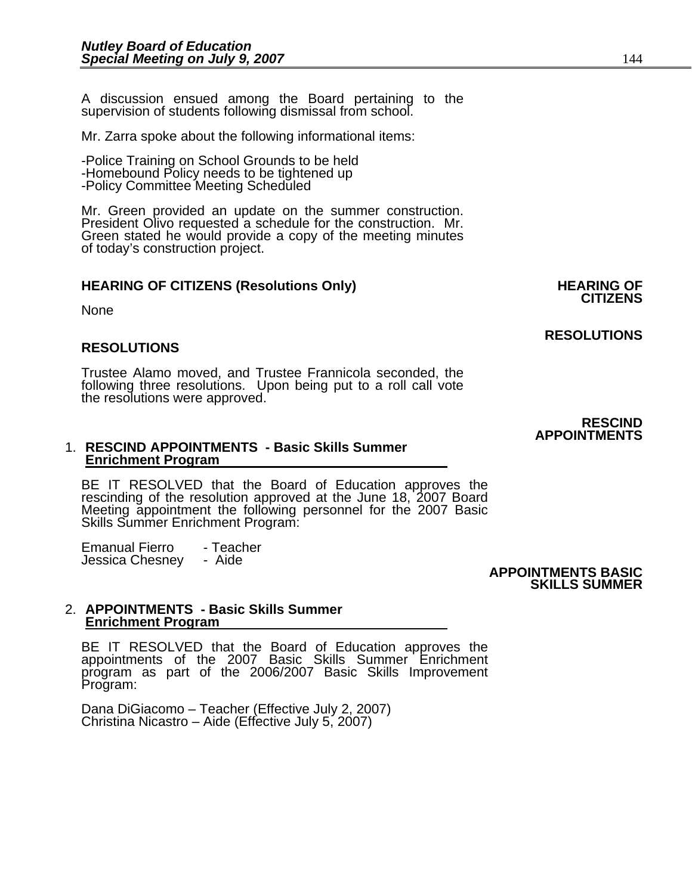A discussion ensued among the Board pertaining to the supervision of students following dismissal from school.

Mr. Zarra spoke about the following informational items:

-Police Training on School Grounds to be held
-Homebound Policy needs to be tightened up
-Policy Committee Meeting Scheduled

Mr. Green provided an update on the summer construction. President Olivo requested a schedule for the construction. Mr. Green stated he would provide a copy of the meeting minutes of today's construction project.

**HEARING OF CITIZENS (Resolutions Only)** **HEARING OF CITIZENS**

None

**RESOLUTIONS**

**RESOLUTIONS**

Trustee Alamo moved, and Trustee Frannicola seconded, the following three resolutions. Upon being put to a roll call vote the resolutions were approved.

**RESCIND APPOINTMENTS**

1. **RESCIND APPOINTMENTS - Basic Skills Summer Enrichment Program**

BE IT RESOLVED that the Board of Education approves the rescinding of the resolution approved at the June 18, 2007 Board Meeting appointment the following personnel for the 2007 Basic Skills Summer Enrichment Program:

Emanual Fierro - Teacher
Jessica Chesney - Aide

**APPOINTMENTS BASIC SKILLS SUMMER**

2. **APPOINTMENTS - Basic Skills Summer Enrichment Program**

BE IT RESOLVED that the Board of Education approves the appointments of the 2007 Basic Skills Summer Enrichment program as part of the 2006/2007 Basic Skills Improvement Program:

Dana DiGiacomo – Teacher (Effective July 2, 2007)
Christina Nicastro – Aide (Effective July 5, 2007)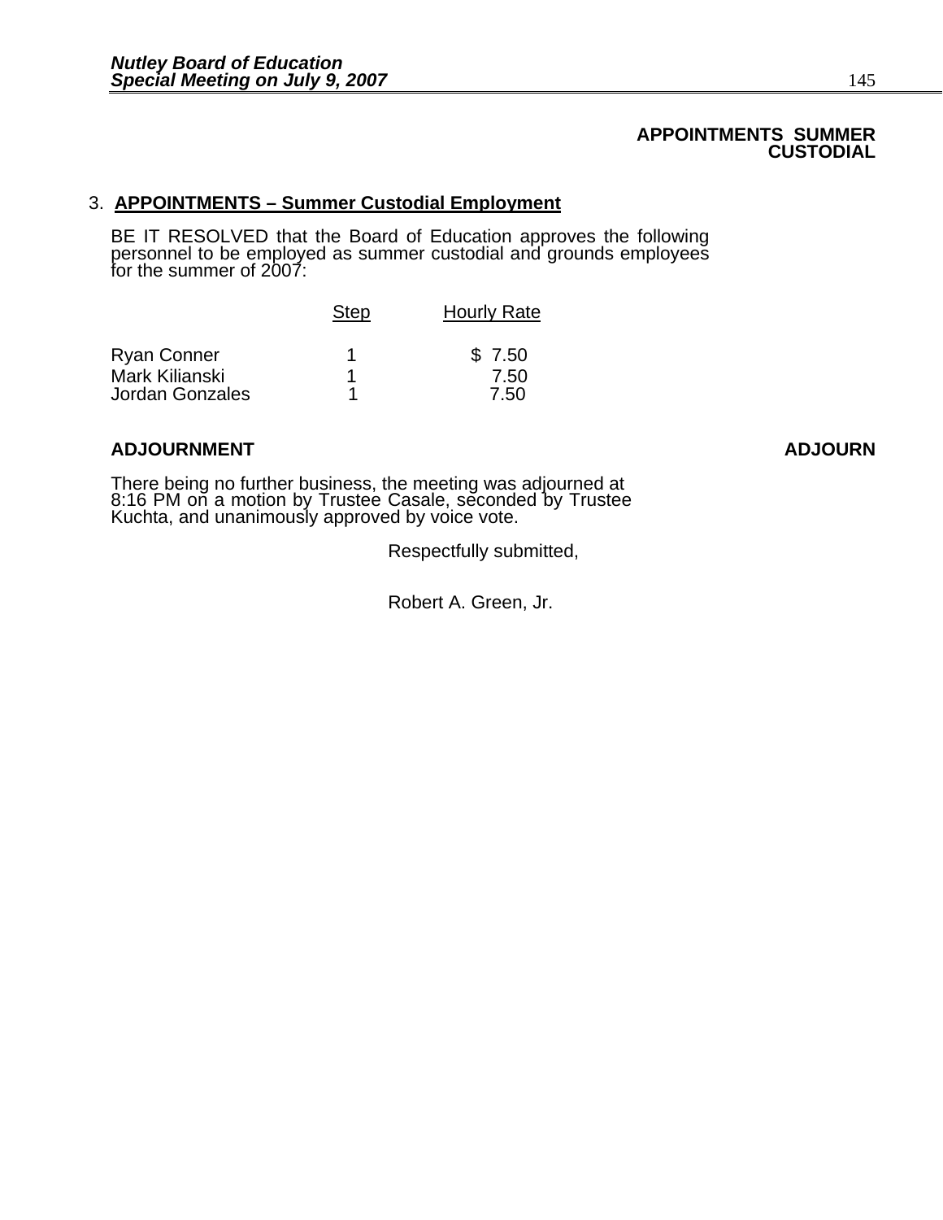**APPOINTMENTS SUMMER CUSTODIAL**

3. **APPOINTMENTS – Summer Custodial Employment**

BE IT RESOLVED that the Board of Education approves the following personnel to be employed as summer custodial and grounds employees for the summer of 2007:

| | Step | Hourly Rate |
|---|---|---|
| Ryan Conner | 1 | $ 7.50 |
| Mark Kilianski | 1 | 7.50 |
| Jordan Gonzales | 1 | 7.50 |

**ADJOURNMENT** **ADJOURN**

There being no further business, the meeting was adjourned at 8:16 PM on a motion by Trustee Casale, seconded by Trustee Kuchta, and unanimously approved by voice vote.

Respectfully submitted,

Robert A. Green, Jr.